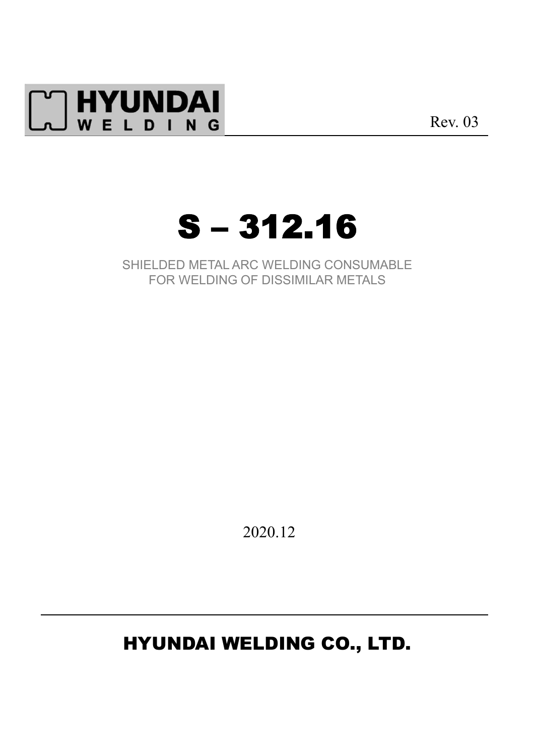HYUNDAI WELDING

Rev. 03

# S – 312.16

SHIELDED METAL ARC WELDING CONSUMABLE
FOR WELDING OF DISSIMILAR METALS

2020.12

## HYUNDAI WELDING CO., LTD.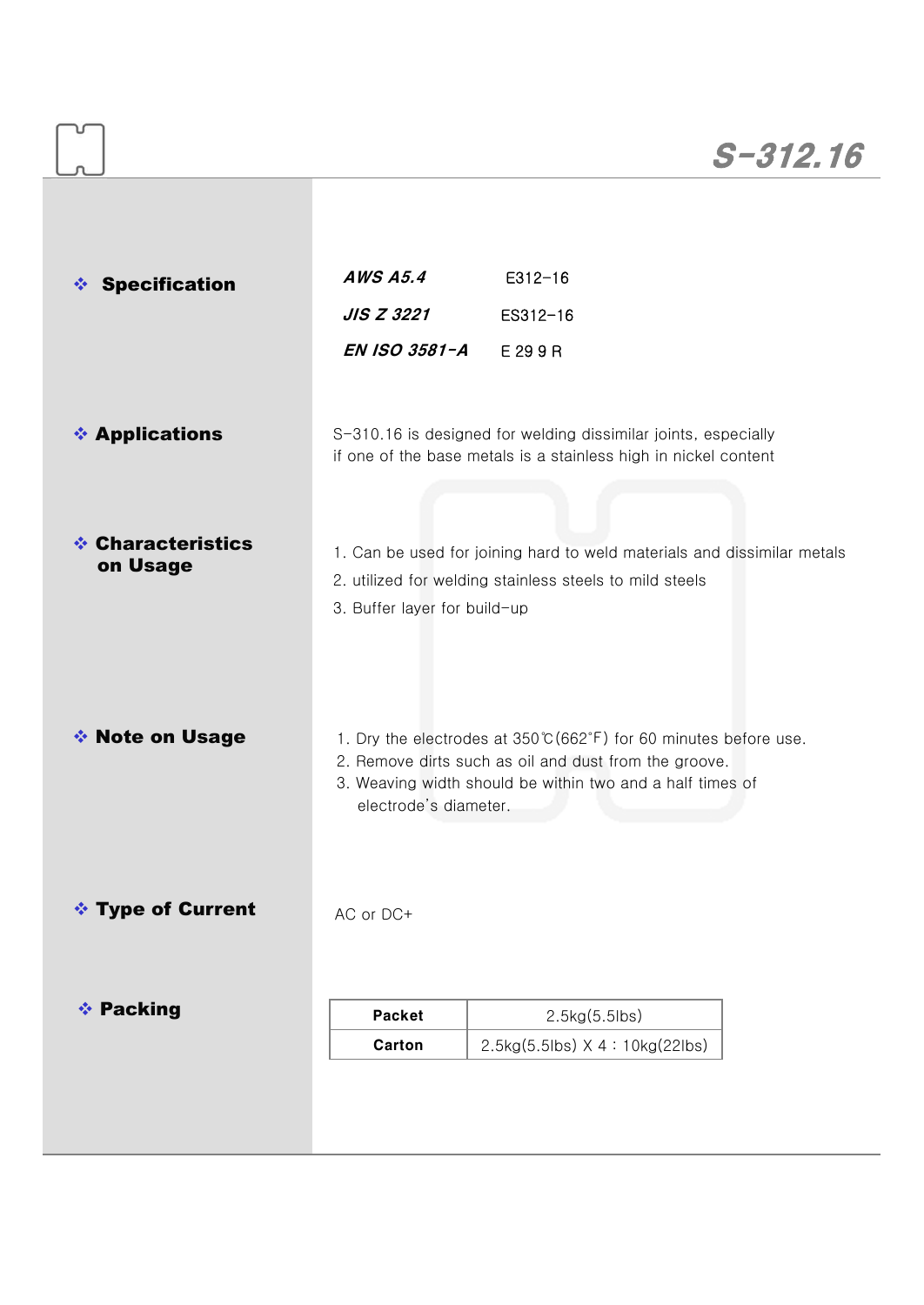# S-312.16

## ❖ Specification

| | |
|---|---|
| *AWS A5.4* | E312-16 |
| *JIS Z 3221* | ES312-16 |
| *EN ISO 3581-A* | E 29 9 R |

## ❖ Applications

S-310.16 is designed for welding dissimilar joints, especially if one of the base metals is a stainless high in nickel content

## ❖ Characteristics on Usage

1. Can be used for joining hard to weld materials and dissimilar metals
2. utilized for welding stainless steels to mild steels
3. Buffer layer for build-up

## ❖ Note on Usage

1. Dry the electrodes at 350℃(662˚F) for 60 minutes before use.
2. Remove dirts such as oil and dust from the groove.
3. Weaving width should be within two and a half times of electrode's diameter.

## ❖ Type of Current

AC or DC+

## ❖ Packing

| Packet | 2.5kg(5.5lbs) |
|---|---|
| Carton | 2.5kg(5.5lbs) X 4 : 10kg(22lbs) |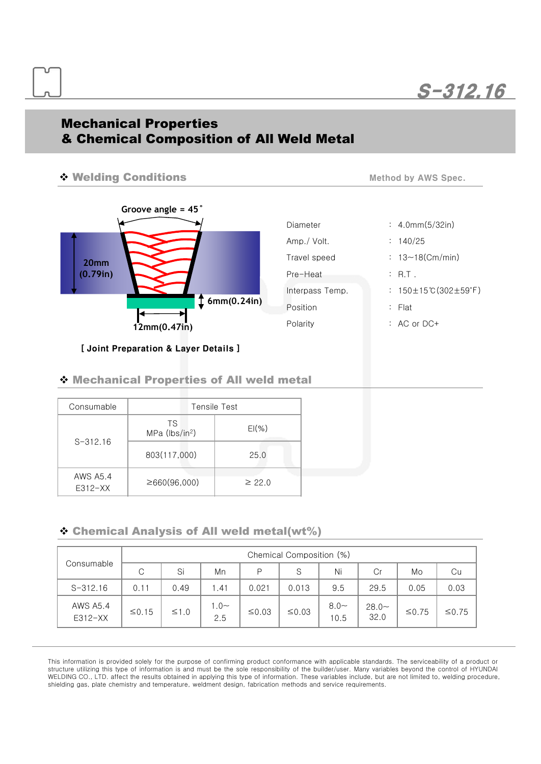S-312.16

# Mechanical Properties & Chemical Composition of All Weld Metal

## ❖ Welding Conditions

Method by AWS Spec.

Groove angle = 45˚

20mm (0.79in)

6mm(0.24in)

12mm(0.47in)

[ Joint Preparation & Layer Details ]

| | | |
|---|---|---|
| Diameter | : | 4.0mm(5/32in) |
| Amp./ Volt. | : | 140/25 |
| Travel speed | : | 13~18(Cm/min) |
| Pre-Heat | : | R.T . |
| Interpass Temp. | : | 150±15℃(302±59˚F) |
| Position | : | Flat |
| Polarity | : | AC or DC+ |

## ❖ Mechanical Properties of All weld metal

| Consumable | Tensile Test | |
|---|---|---|
| | TS MPa (lbs/in²) | El(%) |
| S-312.16 | 803(117,000) | 25.0 |
| AWS A5.4 E312-XX | ≥660(96,000) | ≥ 22.0 |

## ❖ Chemical Analysis of All weld metal(wt%)

| Consumable | Chemical Composition (%) | | | | | | | | |
|---|---|---|---|---|---|---|---|---|---|
| | C | Si | Mn | P | S | Ni | Cr | Mo | Cu |
| S-312.16 | 0.11 | 0.49 | 1.41 | 0.021 | 0.013 | 9.5 | 29.5 | 0.05 | 0.03 |
| AWS A5.4 E312-XX | ≤0.15 | ≤1.0 | 1.0~2.5 | ≤0.03 | ≤0.03 | 8.0~10.5 | 28.0~32.0 | ≤0.75 | ≤0.75 |

This information is provided solely for the purpose of confirming product conformance with applicable standards. The serviceability of a product or structure utilizing this type of information is and must be the sole responsibility of the builder/user. Many variables beyond the control of HYUNDAI WELDING CO., LTD. affect the results obtained in applying this type of information. These variables include, but are not limited to, welding procedure, shielding gas, plate chemistry and temperature, weldment design, fabrication methods and service requirements.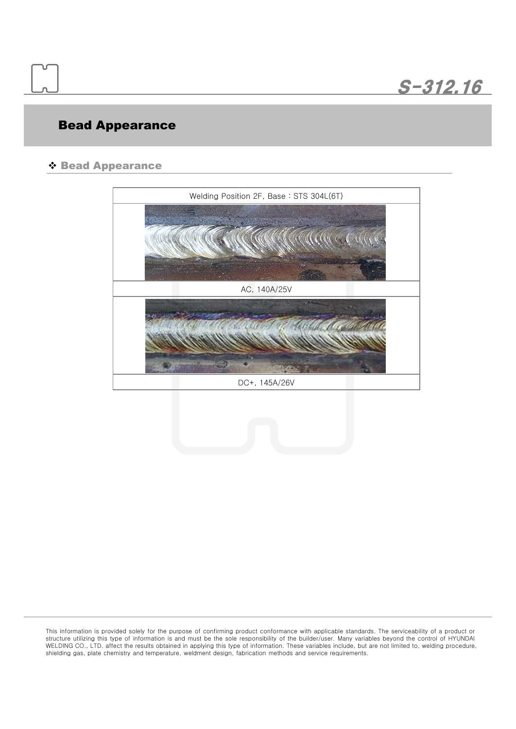## Bead Appearance

### ❖ Bead Appearance

| Welding Position 2F, Base : STS 304L(6T) |
|---|
| |
| AC, 140A/25V |
| |
| DC+, 145A/26V |

This information is provided solely for the purpose of confirming product conformance with applicable standards. The serviceability of a product or structure utilizing this type of information is and must be the sole responsibility of the builder/user. Many variables beyond the control of HYUNDAI WELDING CO., LTD. affect the results obtained in applying this type of information. These variables include, but are not limited to, welding procedure, shielding gas, plate chemistry and temperature, weldment design, fabrication methods and service requirements.